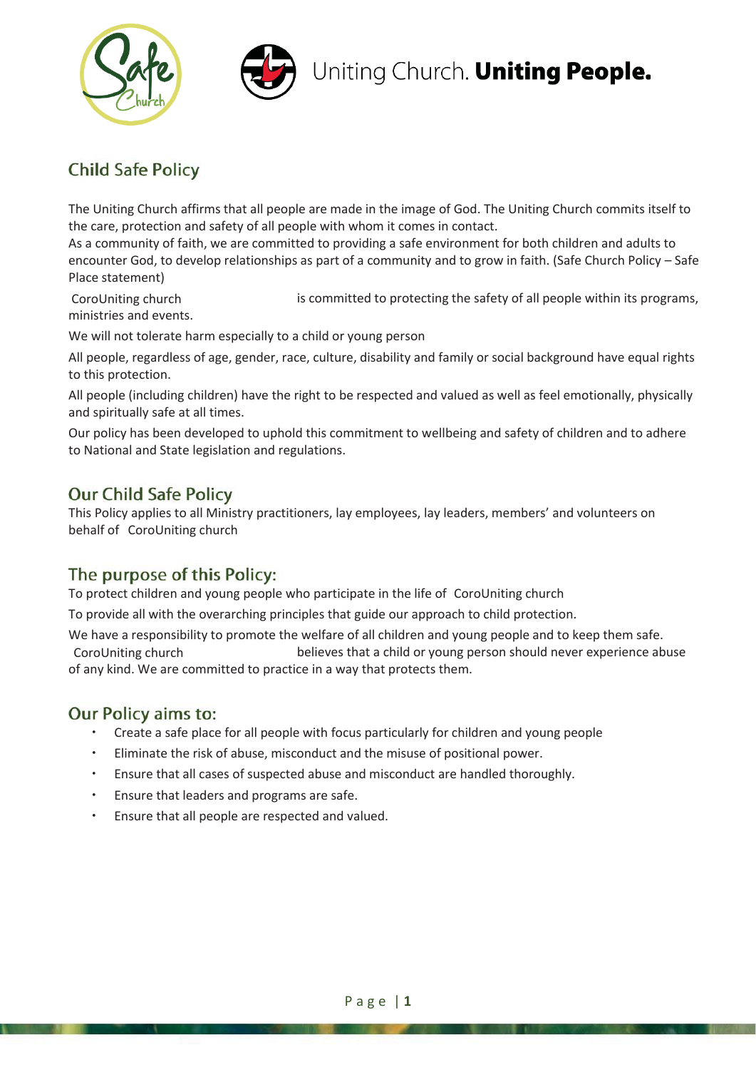Uniting Church. **Uniting People.**

## Child Safe Policy

The Uniting Church affirms that all people are made in the image of God. The Uniting Church commits itself to the care, protection and safety of all people with whom it comes in contact.
As a community of faith, we are committed to providing a safe environment for both children and adults to encounter God, to develop relationships as part of a community and to grow in faith. (Safe Church Policy – Safe Place statement)

CoroUniting church is committed to protecting the safety of all people within its programs, ministries and events.

We will not tolerate harm especially to a child or young person

All people, regardless of age, gender, race, culture, disability and family or social background have equal rights to this protection.

All people (including children) have the right to be respected and valued as well as feel emotionally, physically and spiritually safe at all times.

Our policy has been developed to uphold this commitment to wellbeing and safety of children and to adhere to National and State legislation and regulations.

## Our Child Safe Policy

This Policy applies to all Ministry practitioners, lay employees, lay leaders, members' and volunteers on behalf of CoroUniting church

## The purpose of this Policy:

To protect children and young people who participate in the life of CoroUniting church

To provide all with the overarching principles that guide our approach to child protection.

We have a responsibility to promote the welfare of all children and young people and to keep them safe.
CoroUniting church believes that a child or young person should never experience abuse of any kind. We are committed to practice in a way that protects them.

## Our Policy aims to:

- Create a safe place for all people with focus particularly for children and young people
- Eliminate the risk of abuse, misconduct and the misuse of positional power.
- Ensure that all cases of suspected abuse and misconduct are handled thoroughly.
- Ensure that leaders and programs are safe.
- Ensure that all people are respected and valued.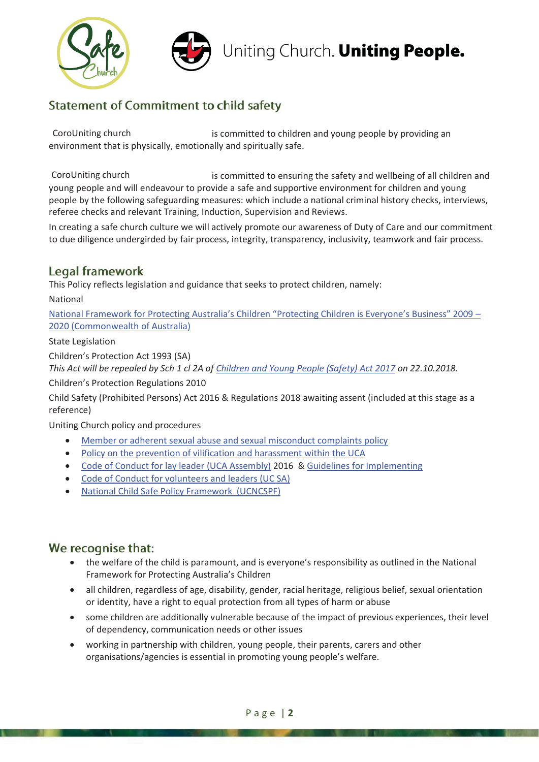## Statement of Commitment to child safety

CoroUniting church is committed to children and young people by providing an environment that is physically, emotionally and spiritually safe.

CoroUniting church is committed to ensuring the safety and wellbeing of all children and young people and will endeavour to provide a safe and supportive environment for children and young people by the following safeguarding measures: which include a national criminal history checks, interviews, referee checks and relevant Training, Induction, Supervision and Reviews.

In creating a safe church culture we will actively promote our awareness of Duty of Care and our commitment to due diligence undergirded by fair process, integrity, transparency, inclusivity, teamwork and fair process.

## Legal framework

This Policy reflects legislation and guidance that seeks to protect children, namely:

National

National Framework for Protecting Australia's Children "Protecting Children is Everyone's Business" 2009 – 2020 (Commonwealth of Australia)

State Legislation

Children's Protection Act 1993 (SA)

*This Act will be repealed by Sch 1 cl 2A of Children and Young People (Safety) Act 2017 on 22.10.2018.*

Children's Protection Regulations 2010

Child Safety (Prohibited Persons) Act 2016 & Regulations 2018 awaiting assent (included at this stage as a reference)

Uniting Church policy and procedures

- Member or adherent sexual abuse and sexual misconduct complaints policy
- Policy on the prevention of vilification and harassment within the UCA
- Code of Conduct for lay leader (UCA Assembly) 2016 & Guidelines for Implementing
- Code of Conduct for volunteers and leaders (UC SA)
- National Child Safe Policy Framework (UCNCSPF)

## We recognise that:

- the welfare of the child is paramount, and is everyone's responsibility as outlined in the National Framework for Protecting Australia's Children
- all children, regardless of age, disability, gender, racial heritage, religious belief, sexual orientation or identity, have a right to equal protection from all types of harm or abuse
- some children are additionally vulnerable because of the impact of previous experiences, their level of dependency, communication needs or other issues
- working in partnership with children, young people, their parents, carers and other organisations/agencies is essential in promoting young people's welfare.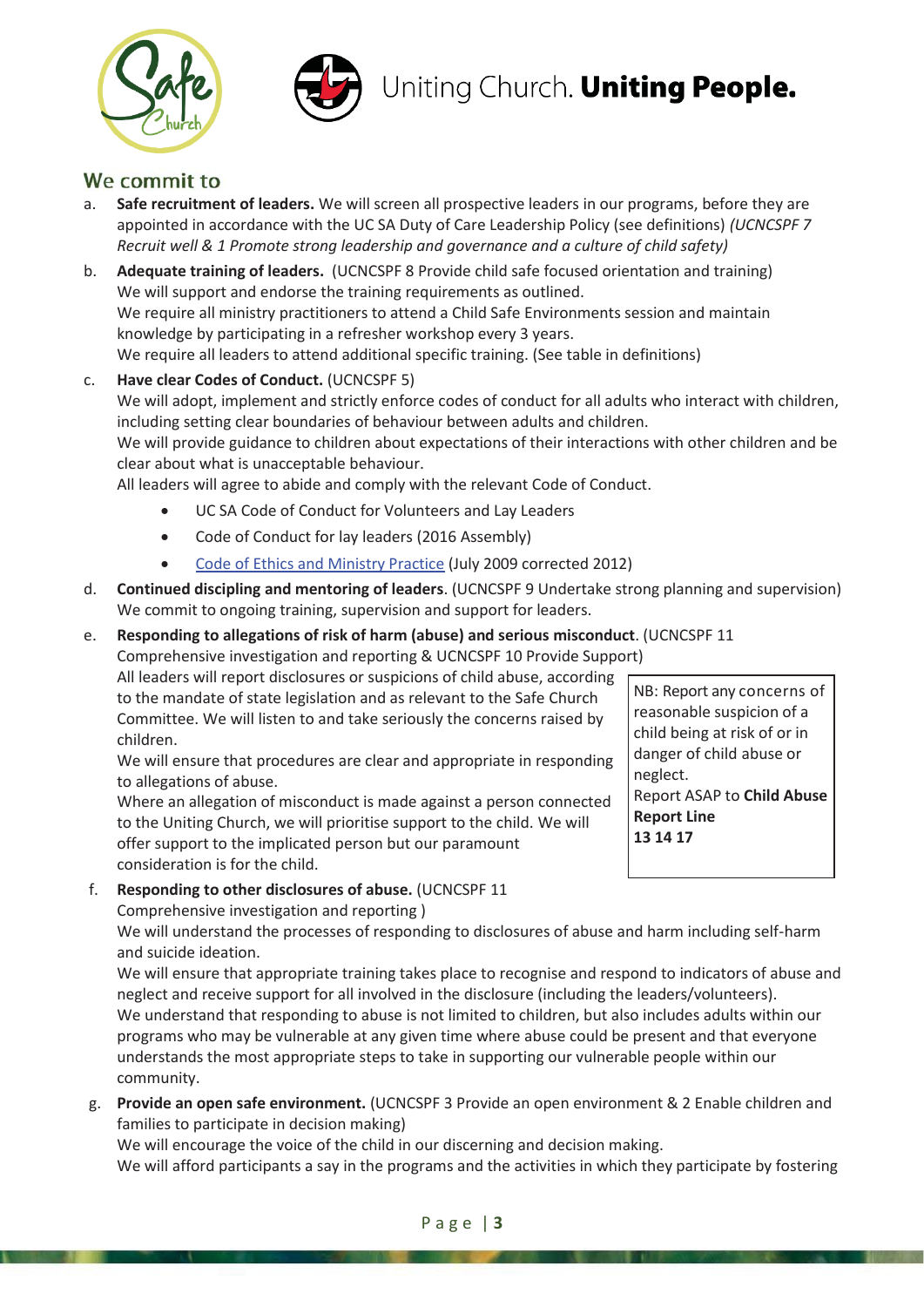## We commit to

a. **Safe recruitment of leaders.** We will screen all prospective leaders in our programs, before they are appointed in accordance with the UC SA Duty of Care Leadership Policy (see definitions) *(UCNCSPF 7 Recruit well & 1 Promote strong leadership and governance and a culture of child safety)*

b. **Adequate training of leaders.** (UCNCSPF 8 Provide child safe focused orientation and training)
We will support and endorse the training requirements as outlined.
We require all ministry practitioners to attend a Child Safe Environments session and maintain knowledge by participating in a refresher workshop every 3 years.
We require all leaders to attend additional specific training. (See table in definitions)

c. **Have clear Codes of Conduct.** (UCNCSPF 5)
We will adopt, implement and strictly enforce codes of conduct for all adults who interact with children, including setting clear boundaries of behaviour between adults and children.
We will provide guidance to children about expectations of their interactions with other children and be clear about what is unacceptable behaviour.
All leaders will agree to abide and comply with the relevant Code of Conduct.
   - UC SA Code of Conduct for Volunteers and Lay Leaders
   - Code of Conduct for lay leaders (2016 Assembly)
   - Code of Ethics and Ministry Practice (July 2009 corrected 2012)

d. **Continued discipling and mentoring of leaders**. (UCNCSPF 9 Undertake strong planning and supervision)
We commit to ongoing training, supervision and support for leaders.

e. **Responding to allegations of risk of harm (abuse) and serious misconduct**. (UCNCSPF 11 Comprehensive investigation and reporting & UCNCSPF 10 Provide Support)
All leaders will report disclosures or suspicions of child abuse, according to the mandate of state legislation and as relevant to the Safe Church Committee. We will listen to and take seriously the concerns raised by children.
We will ensure that procedures are clear and appropriate in responding to allegations of abuse.
Where an allegation of misconduct is made against a person connected to the Uniting Church, we will prioritise support to the child. We will offer support to the implicated person but our paramount consideration is for the child.

> NB: Report any concerns of reasonable suspicion of a child being at risk of or in danger of child abuse or neglect.
> Report ASAP to **Child Abuse Report Line 13 14 17**

f. **Responding to other disclosures of abuse.** (UCNCSPF 11 Comprehensive investigation and reporting )
We will understand the processes of responding to disclosures of abuse and harm including self-harm and suicide ideation.
We will ensure that appropriate training takes place to recognise and respond to indicators of abuse and neglect and receive support for all involved in the disclosure (including the leaders/volunteers).
We understand that responding to abuse is not limited to children, but also includes adults within our programs who may be vulnerable at any given time where abuse could be present and that everyone understands the most appropriate steps to take in supporting our vulnerable people within our community.

g. **Provide an open safe environment.** (UCNCSPF 3 Provide an open environment & 2 Enable children and families to participate in decision making)
We will encourage the voice of the child in our discerning and decision making.
We will afford participants a say in the programs and the activities in which they participate by fostering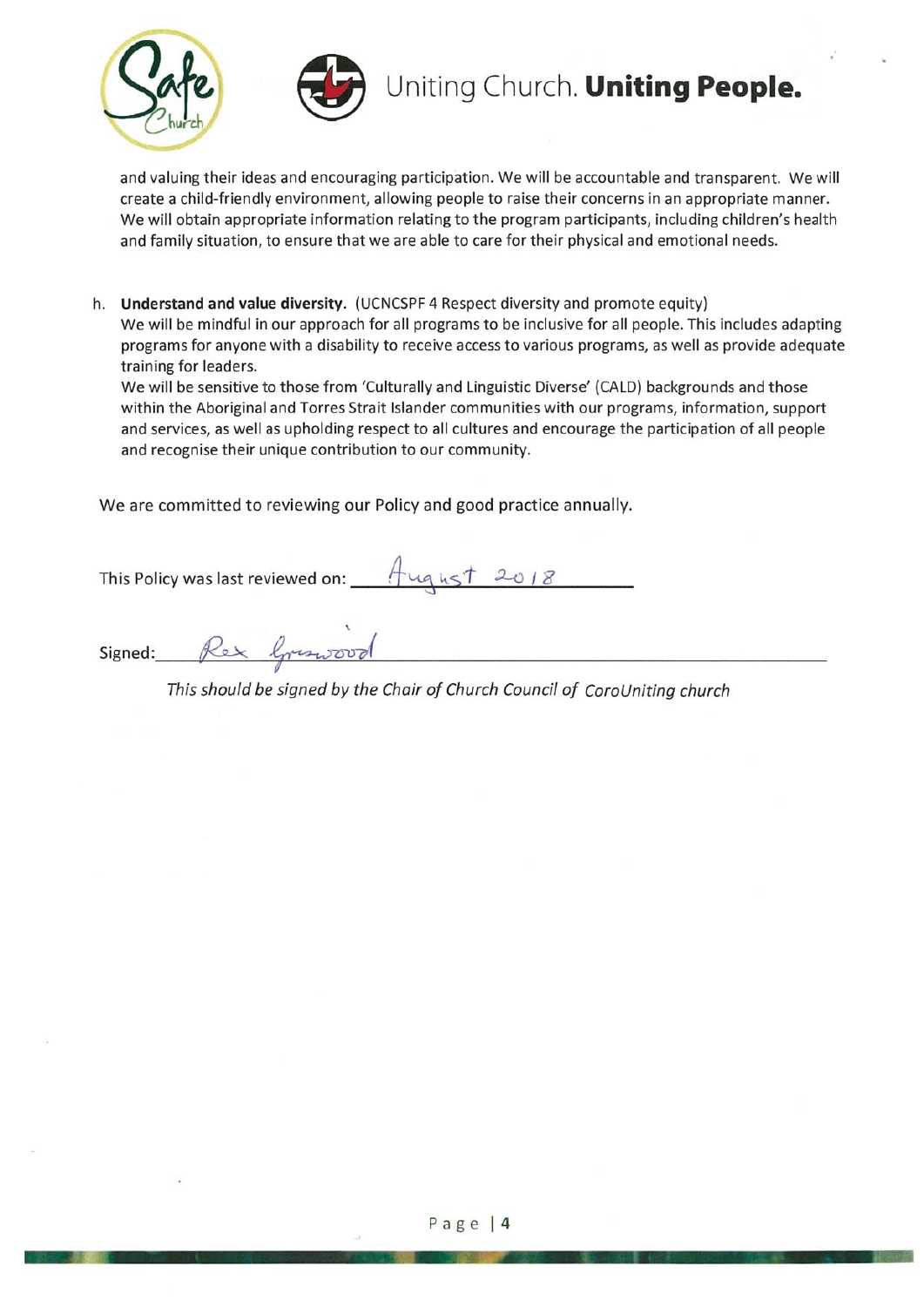and valuing their ideas and encouraging participation. We will be accountable and transparent. We will create a child-friendly environment, allowing people to raise their concerns in an appropriate manner. We will obtain appropriate information relating to the program participants, including children's health and family situation, to ensure that we are able to care for their physical and emotional needs.

h. **Understand and value diversity.** (UCNCSPF 4 Respect diversity and promote equity)
   We will be mindful in our approach for all programs to be inclusive for all people. This includes adapting programs for anyone with a disability to receive access to various programs, as well as provide adequate training for leaders.
   We will be sensitive to those from 'Culturally and Linguistic Diverse' (CALD) backgrounds and those within the Aboriginal and Torres Strait Islander communities with our programs, information, support and services, as well as upholding respect to all cultures and encourage the participation of all people and recognise their unique contribution to our community.

We are committed to reviewing our Policy and good practice annually.

This Policy was last reviewed on: August 2018

Signed: Rex Griswood

*This should be signed by the Chair of Church Council of CoroUniting church*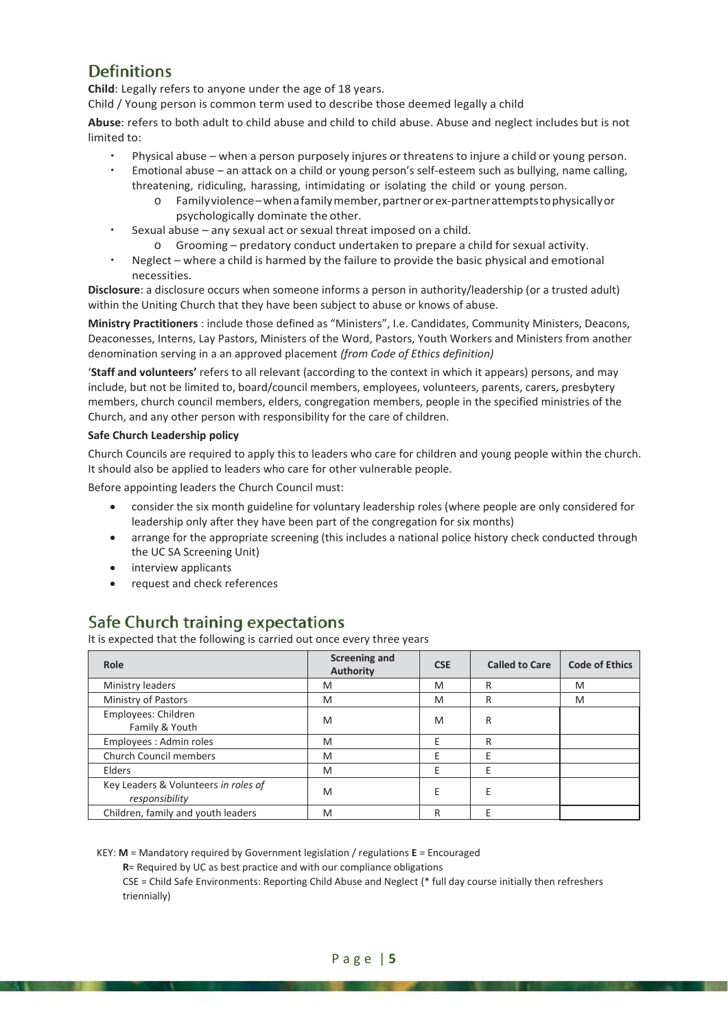## Definitions

**Child**: Legally refers to anyone under the age of 18 years.

Child / Young person is common term used to describe those deemed legally a child

**Abuse**: refers to both adult to child abuse and child to child abuse. Abuse and neglect includes but is not limited to:

- Physical abuse – when a person purposely injures or threatens to injure a child or young person.
- Emotional abuse – an attack on a child or young person's self-esteem such as bullying, name calling, threatening, ridiculing, harassing, intimidating or isolating the child or young person.
  - Family violence – when a family member, partner or ex-partner attempts to physically or psychologically dominate the other.
- Sexual abuse – any sexual act or sexual threat imposed on a child.
  - Grooming – predatory conduct undertaken to prepare a child for sexual activity.
- Neglect – where a child is harmed by the failure to provide the basic physical and emotional necessities.

**Disclosure**: a disclosure occurs when someone informs a person in authority/leadership (or a trusted adult) within the Uniting Church that they have been subject to abuse or knows of abuse.

**Ministry Practitioners** : include those defined as "Ministers", I.e. Candidates, Community Ministers, Deacons, Deaconesses, Interns, Lay Pastors, Ministers of the Word, Pastors, Youth Workers and Ministers from another denomination serving in a an approved placement *(from Code of Ethics definition)*

'**Staff and volunteers'** refers to all relevant (according to the context in which it appears) persons, and may include, but not be limited to, board/council members, employees, volunteers, parents, carers, presbytery members, church council members, elders, congregation members, people in the specified ministries of the Church, and any other person with responsibility for the care of children.

**Safe Church Leadership policy**

Church Councils are required to apply this to leaders who care for children and young people within the church. It should also be applied to leaders who care for other vulnerable people.

Before appointing leaders the Church Council must:

- consider the six month guideline for voluntary leadership roles (where people are only considered for leadership only after they have been part of the congregation for six months)
- arrange for the appropriate screening (this includes a national police history check conducted through the UC SA Screening Unit)
- interview applicants
- request and check references

## Safe Church training expectations

It is expected that the following is carried out once every three years

| Role | Screening and Authority | CSE | Called to Care | Code of Ethics |
|---|---|---|---|---|
| Ministry leaders | M | M | R | M |
| Ministry of Pastors | M | M | R | M |
| Employees: Children Family & Youth | M | M | R | |
| Employees : Admin roles | M | E | R | |
| Church Council members | M | E | E | |
| Elders | M | E | E | |
| Key Leaders & Volunteers *in roles of responsibility* | M | E | E | |
| Children, family and youth leaders | M | R | E | |

KEY: **M** = Mandatory required by Government legislation / regulations **E** = Encouraged

**R**= Required by UC as best practice and with our compliance obligations

CSE = Child Safe Environments: Reporting Child Abuse and Neglect (* full day course initially then refreshers triennially)